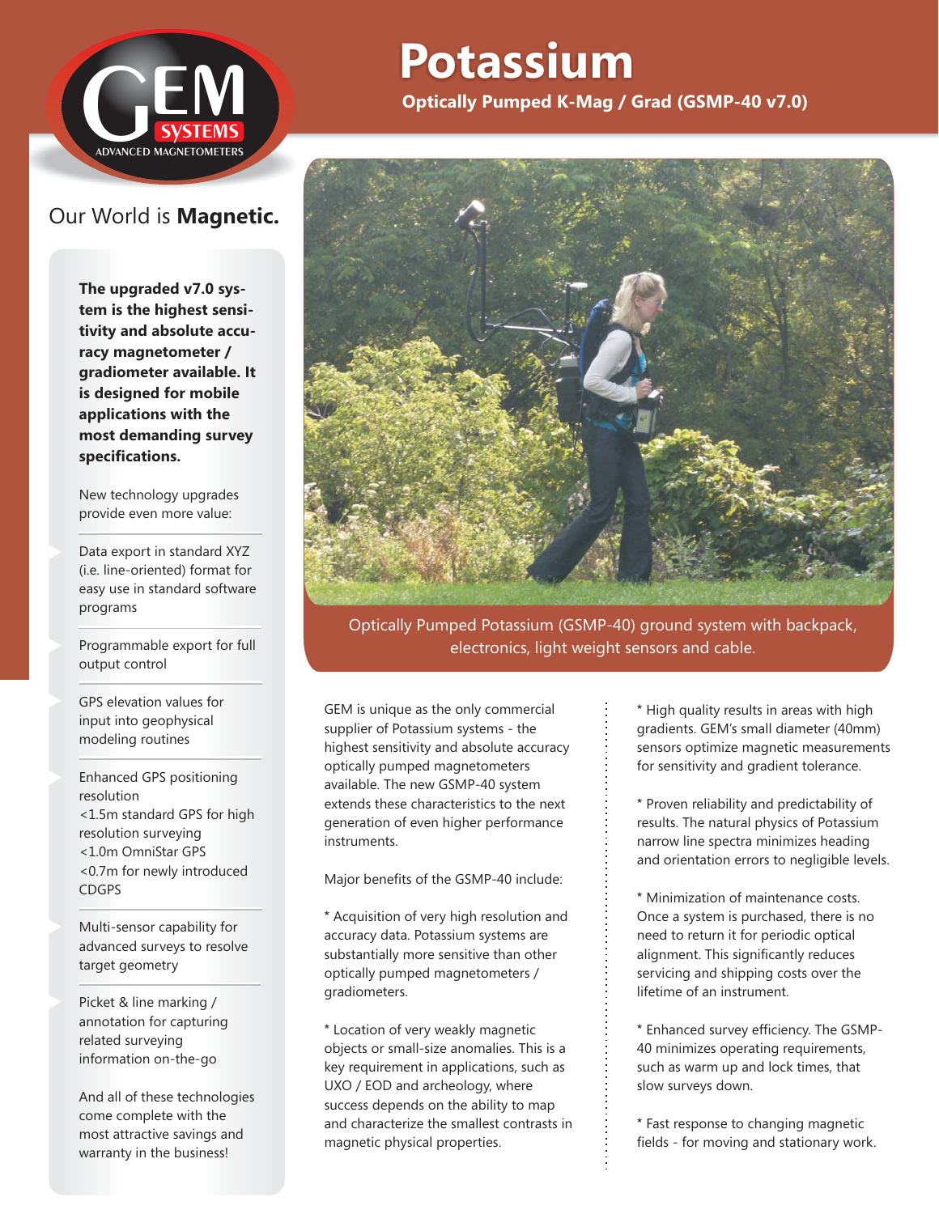GEM SYSTEMS
ADVANCED MAGNETOMETERS

# Potassium

**Optically Pumped K-Mag / Grad (GSMP-40 v7.0)**

Our World is **Magnetic.**

**The upgraded v7.0 system is the highest sensitivity and absolute accuracy magnetometer / gradiometer available. It is designed for mobile applications with the most demanding survey specifications.**

New technology upgrades provide even more value:

- Data export in standard XYZ (i.e. line-oriented) format for easy use in standard software programs
- Programmable export for full output control
- GPS elevation values for input into geophysical modeling routines
- Enhanced GPS positioning resolution
  <1.5m standard GPS for high resolution surveying
  <1.0m OmniStar GPS
  <0.7m for newly introduced CDGPS
- Multi-sensor capability for advanced surveys to resolve target geometry
- Picket & line marking / annotation for capturing related surveying information on-the-go

And all of these technologies come complete with the most attractive savings and warranty in the business!

Optically Pumped Potassium (GSMP-40) ground system with backpack, electronics, light weight sensors and cable.

GEM is unique as the only commercial supplier of Potassium systems - the highest sensitivity and absolute accuracy optically pumped magnetometers available. The new GSMP-40 system extends these characteristics to the next generation of even higher performance instruments.

Major benefits of the GSMP-40 include:

* Acquisition of very high resolution and accuracy data. Potassium systems are substantially more sensitive than other optically pumped magnetometers / gradiometers.

* Location of very weakly magnetic objects or small-size anomalies. This is a key requirement in applications, such as UXO / EOD and archeology, where success depends on the ability to map and characterize the smallest contrasts in magnetic physical properties.

* High quality results in areas with high gradients. GEM's small diameter (40mm) sensors optimize magnetic measurements for sensitivity and gradient tolerance.

* Proven reliability and predictability of results. The natural physics of Potassium narrow line spectra minimizes heading and orientation errors to negligible levels.

* Minimization of maintenance costs. Once a system is purchased, there is no need to return it for periodic optical alignment. This significantly reduces servicing and shipping costs over the lifetime of an instrument.

* Enhanced survey efficiency. The GSMP-40 minimizes operating requirements, such as warm up and lock times, that slow surveys down.

* Fast response to changing magnetic fields - for moving and stationary work.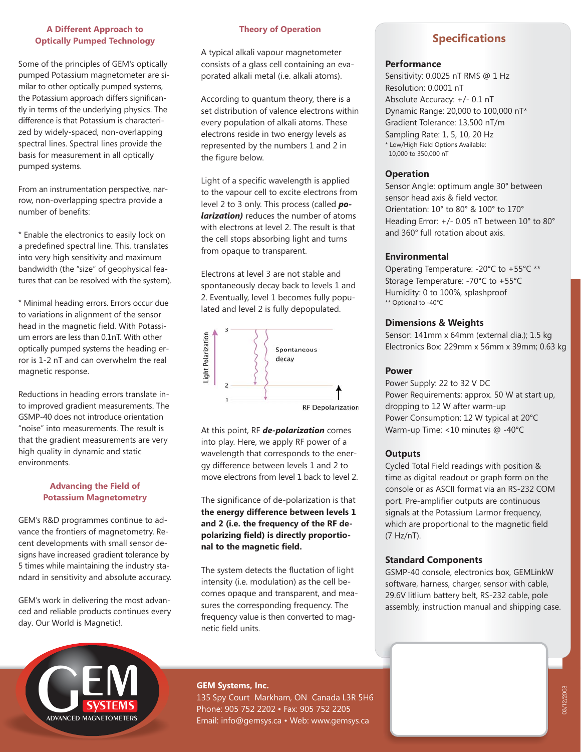## A Different Approach to Optically Pumped Technology

Some of the principles of GEM's optically pumped Potassium magnetometer are similar to other optically pumped systems, the Potassium approach differs significantly in terms of the underlying physics. The difference is that Potassium is characterized by widely-spaced, non-overlapping spectral lines. Spectral lines provide the basis for measurement in all optically pumped systems.

From an instrumentation perspective, narrow, non-overlapping spectra provide a number of benefits:

* Enable the electronics to easily lock on a predefined spectral line. This, translates into very high sensitivity and maximum bandwidth (the "size" of geophysical features that can be resolved with the system).

* Minimal heading errors. Errors occur due to variations in alignment of the sensor head in the magnetic field. With Potassium errors are less than 0.1nT. With other optically pumped systems the heading error is 1-2 nT and can overwhelm the real magnetic response.

Reductions in heading errors translate into improved gradient measurements. The GSMP-40 does not introduce orientation "noise" into measurements. The result is that the gradient measurements are very high quality in dynamic and static environments.

## Advancing the Field of Potassium Magnetometry

GEM's R&D programmes continue to advance the frontiers of magnetometry. Recent developments with small sensor designs have increased gradient tolerance by 5 times while maintaining the industry standard in sensitivity and absolute accuracy.

GEM's work in delivering the most advanced and reliable products continues every day. Our World is Magnetic!.

## Theory of Operation

A typical alkali vapour magnetometer consists of a glass cell containing an evaporated alkali metal (i.e. alkali atoms).

According to quantum theory, there is a set distribution of valence electrons within every population of alkali atoms. These electrons reside in two energy levels as represented by the numbers 1 and 2 in the figure below.

Light of a specific wavelength is applied to the vapour cell to excite electrons from level 2 to 3 only. This process (called ***polarization)*** reduces the number of atoms with electrons at level 2. The result is that the cell stops absorbing light and turns from opaque to transparent.

Electrons at level 3 are not stable and spontaneously decay back to levels 1 and 2. Eventually, level 1 becomes fully populated and level 2 is fully depopulated.

Light Polarization
3
Spontaneous decay
2
1
RF Depolarization

At this point, RF ***de-polarization*** comes into play. Here, we apply RF power of a wavelength that corresponds to the energy difference between levels 1 and 2 to move electrons from level 1 back to level 2.

The significance of de-polarization is that **the energy difference between levels 1 and 2 (i.e. the frequency of the RF depolarizing field) is directly proportional to the magnetic field.**

The system detects the fluctation of light intensity (i.e. modulation) as the cell becomes opaque and transparent, and measures the corresponding frequency. The frequency value is then converted to magnetic field units.

## Specifications

### Performance

Sensitivity: 0.0025 nT RMS @ 1 Hz
Resolution: 0.0001 nT
Absolute Accuracy: +/- 0.1 nT
Dynamic Range: 20,000 to 100,000 nT*
Gradient Tolerance: 13,500 nT/m
Sampling Rate: 1, 5, 10, 20 Hz
* Low/High Field Options Available: 10,000 to 350,000 nT

### Operation

Sensor Angle: optimum angle 30° between sensor head axis & field vector.
Orientation: 10° to 80° & 100° to 170°
Heading Error: +/- 0.05 nT between 10° to 80° and 360° full rotation about axis.

### Environmental

Operating Temperature: -20°C to +55°C **
Storage Temperature: -70°C to +55°C
Humidity: 0 to 100%, splashproof
** Optional to -40°C

### Dimensions & Weights

Sensor: 141mm x 64mm (external dia.); 1.5 kg
Electronics Box: 229mm x 56mm x 39mm; 0.63 kg

### Power

Power Supply: 22 to 32 V DC
Power Requirements: approx. 50 W at start up, dropping to 12 W after warm-up
Power Consumption: 12 W typical at 20°C
Warm-up Time: <10 minutes @ -40°C

### Outputs

Cycled Total Field readings with position & time as digital readout or graph form on the console or as ASCII format via an RS-232 COM port. Pre-amplifier outputs are continuous signals at the Potassium Larmor frequency, which are proportional to the magnetic field (7 Hz/nT).

### Standard Components

GSMP-40 console, electronics box, GEMLinkW software, harness, charger, sensor with cable, 29.6V litlium battery belt, RS-232 cable, pole assembly, instruction manual and shipping case.

GEM SYSTEMS
ADVANCED MAGNETOMETERS

**GEM Systems, Inc.**
135 Spy Court Markham, ON Canada L3R 5H6
Phone: 905 752 2202 • Fax: 905 752 2205
Email: info@gemsys.ca • Web: www.gemsys.ca

03/12/2008